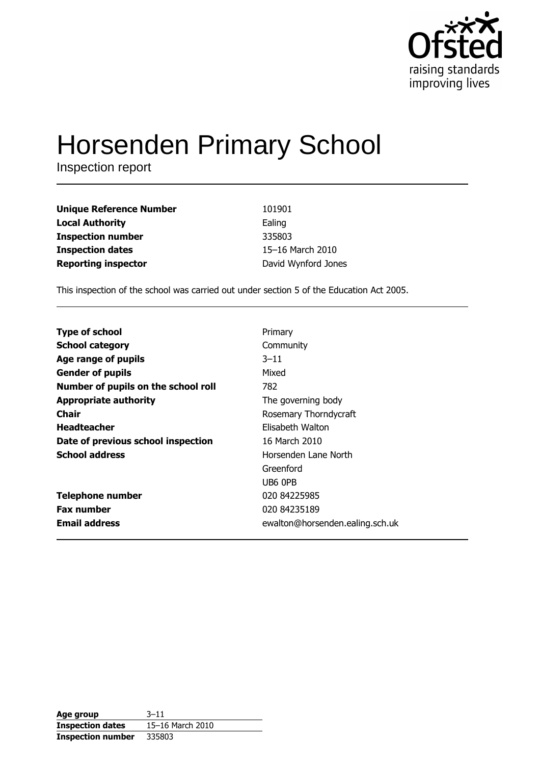# Horsenden Primary School

Inspection report

| | |
|---|---|
| **Unique Reference Number** | 101901 |
| **Local Authority** | Ealing |
| **Inspection number** | 335803 |
| **Inspection dates** | 15–16 March 2010 |
| **Reporting inspector** | David Wynford Jones |

This inspection of the school was carried out under section 5 of the Education Act 2005.

| | |
|---|---|
| **Type of school** | Primary |
| **School category** | Community |
| **Age range of pupils** | 3–11 |
| **Gender of pupils** | Mixed |
| **Number of pupils on the school roll** | 782 |
| **Appropriate authority** | The governing body |
| **Chair** | Rosemary Thorndycraft |
| **Headteacher** | Elisabeth Walton |
| **Date of previous school inspection** | 16 March 2010 |
| **School address** | Horsenden Lane North<br>Greenford<br>UB6 0PB |
| **Telephone number** | 020 84225985 |
| **Fax number** | 020 84235189 |
| **Email address** | ewalton@horsenden.ealing.sch.uk |

| | |
|---|---|
| **Age group** | 3–11 |
| **Inspection dates** | 15–16 March 2010 |
| **Inspection number** | 335803 |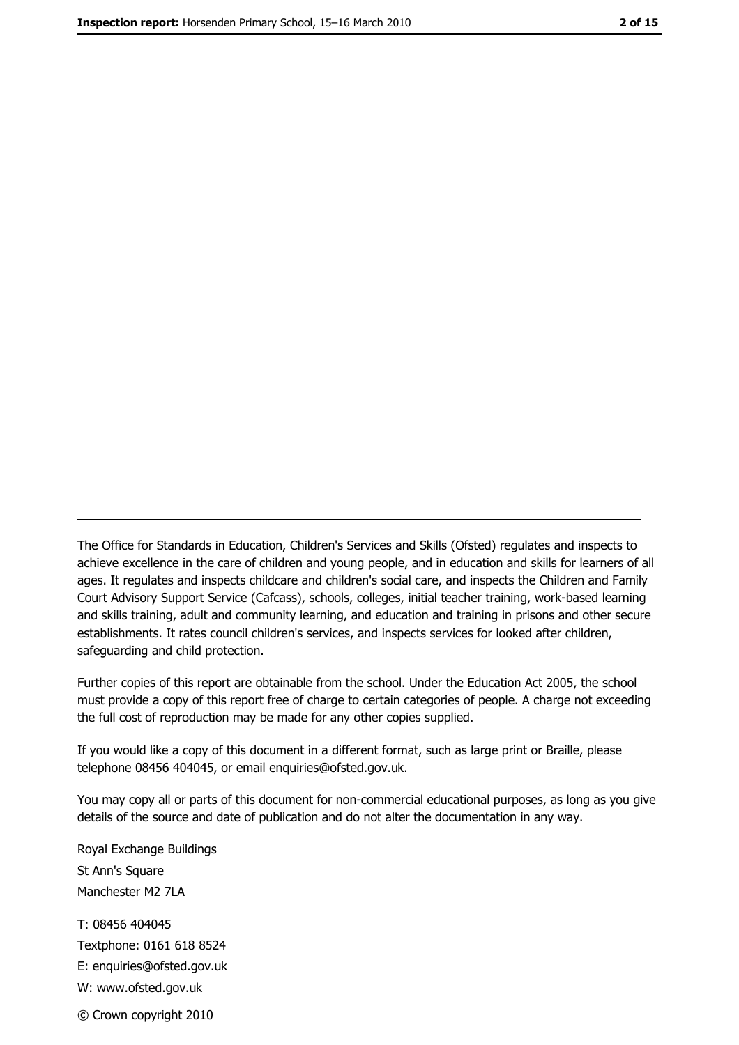---

The Office for Standards in Education, Children's Services and Skills (Ofsted) regulates and inspects to achieve excellence in the care of children and young people, and in education and skills for learners of all ages. It regulates and inspects childcare and children's social care, and inspects the Children and Family Court Advisory Support Service (Cafcass), schools, colleges, initial teacher training, work-based learning and skills training, adult and community learning, and education and training in prisons and other secure establishments. It rates council children's services, and inspects services for looked after children, safeguarding and child protection.

Further copies of this report are obtainable from the school. Under the Education Act 2005, the school must provide a copy of this report free of charge to certain categories of people. A charge not exceeding the full cost of reproduction may be made for any other copies supplied.

If you would like a copy of this document in a different format, such as large print or Braille, please telephone 08456 404045, or email enquiries@ofsted.gov.uk.

You may copy all or parts of this document for non-commercial educational purposes, as long as you give details of the source and date of publication and do not alter the documentation in any way.

Royal Exchange Buildings
St Ann's Square
Manchester M2 7LA

T: 08456 404045
Textphone: 0161 618 8524
E: enquiries@ofsted.gov.uk
W: www.ofsted.gov.uk

© Crown copyright 2010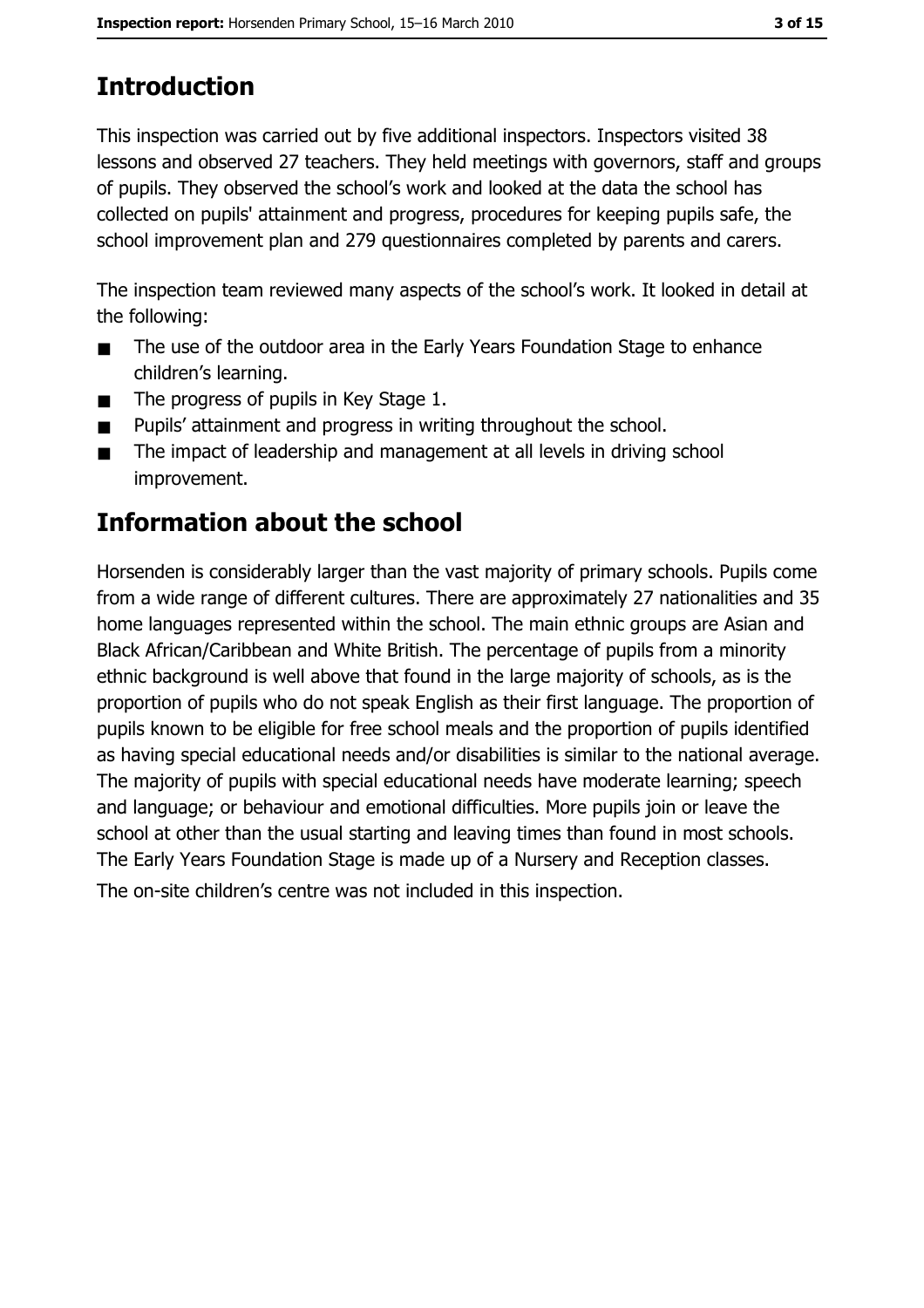## Introduction

This inspection was carried out by five additional inspectors. Inspectors visited 38 lessons and observed 27 teachers. They held meetings with governors, staff and groups of pupils. They observed the school's work and looked at the data the school has collected on pupils' attainment and progress, procedures for keeping pupils safe, the school improvement plan and 279 questionnaires completed by parents and carers.

The inspection team reviewed many aspects of the school's work. It looked in detail at the following:

- The use of the outdoor area in the Early Years Foundation Stage to enhance children's learning.
- The progress of pupils in Key Stage 1.
- Pupils' attainment and progress in writing throughout the school.
- The impact of leadership and management at all levels in driving school improvement.

## Information about the school

Horsenden is considerably larger than the vast majority of primary schools. Pupils come from a wide range of different cultures. There are approximately 27 nationalities and 35 home languages represented within the school. The main ethnic groups are Asian and Black African/Caribbean and White British. The percentage of pupils from a minority ethnic background is well above that found in the large majority of schools, as is the proportion of pupils who do not speak English as their first language. The proportion of pupils known to be eligible for free school meals and the proportion of pupils identified as having special educational needs and/or disabilities is similar to the national average. The majority of pupils with special educational needs have moderate learning; speech and language; or behaviour and emotional difficulties. More pupils join or leave the school at other than the usual starting and leaving times than found in most schools. The Early Years Foundation Stage is made up of a Nursery and Reception classes.

The on-site children's centre was not included in this inspection.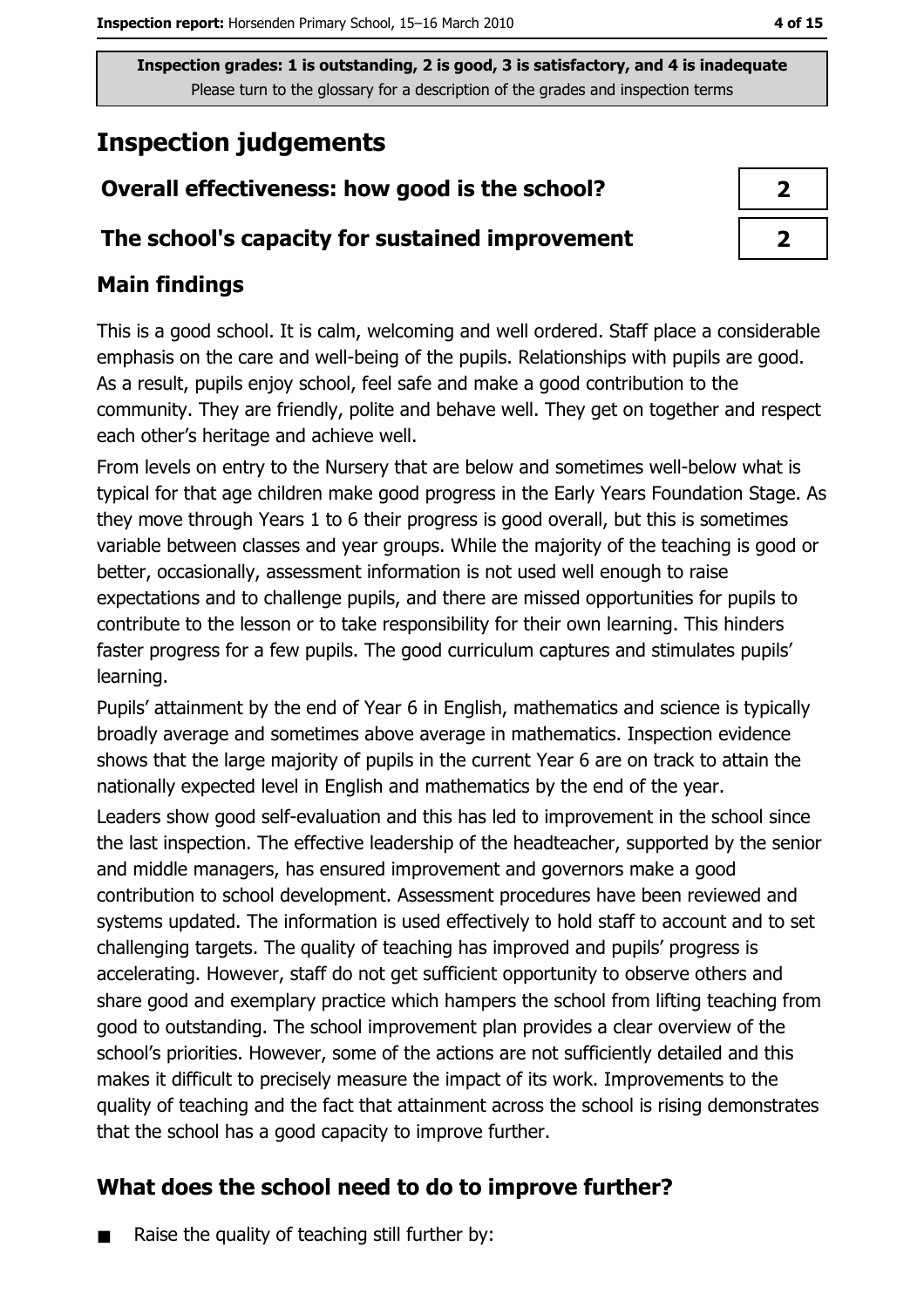Inspection grades: 1 is outstanding, 2 is good, 3 is satisfactory, and 4 is inadequate
Please turn to the glossary for a description of the grades and inspection terms

# Inspection judgements

| | |
|---|---|
| **Overall effectiveness: how good is the school?** | **2** |
| **The school's capacity for sustained improvement** | **2** |

## Main findings

This is a good school. It is calm, welcoming and well ordered. Staff place a considerable emphasis on the care and well-being of the pupils. Relationships with pupils are good. As a result, pupils enjoy school, feel safe and make a good contribution to the community. They are friendly, polite and behave well. They get on together and respect each other's heritage and achieve well.

From levels on entry to the Nursery that are below and sometimes well-below what is typical for that age children make good progress in the Early Years Foundation Stage. As they move through Years 1 to 6 their progress is good overall, but this is sometimes variable between classes and year groups. While the majority of the teaching is good or better, occasionally, assessment information is not used well enough to raise expectations and to challenge pupils, and there are missed opportunities for pupils to contribute to the lesson or to take responsibility for their own learning. This hinders faster progress for a few pupils. The good curriculum captures and stimulates pupils' learning.

Pupils' attainment by the end of Year 6 in English, mathematics and science is typically broadly average and sometimes above average in mathematics. Inspection evidence shows that the large majority of pupils in the current Year 6 are on track to attain the nationally expected level in English and mathematics by the end of the year.

Leaders show good self-evaluation and this has led to improvement in the school since the last inspection. The effective leadership of the headteacher, supported by the senior and middle managers, has ensured improvement and governors make a good contribution to school development. Assessment procedures have been reviewed and systems updated. The information is used effectively to hold staff to account and to set challenging targets. The quality of teaching has improved and pupils' progress is accelerating. However, staff do not get sufficient opportunity to observe others and share good and exemplary practice which hampers the school from lifting teaching from good to outstanding. The school improvement plan provides a clear overview of the school's priorities. However, some of the actions are not sufficiently detailed and this makes it difficult to precisely measure the impact of its work. Improvements to the quality of teaching and the fact that attainment across the school is rising demonstrates that the school has a good capacity to improve further.

## What does the school need to do to improve further?

- Raise the quality of teaching still further by: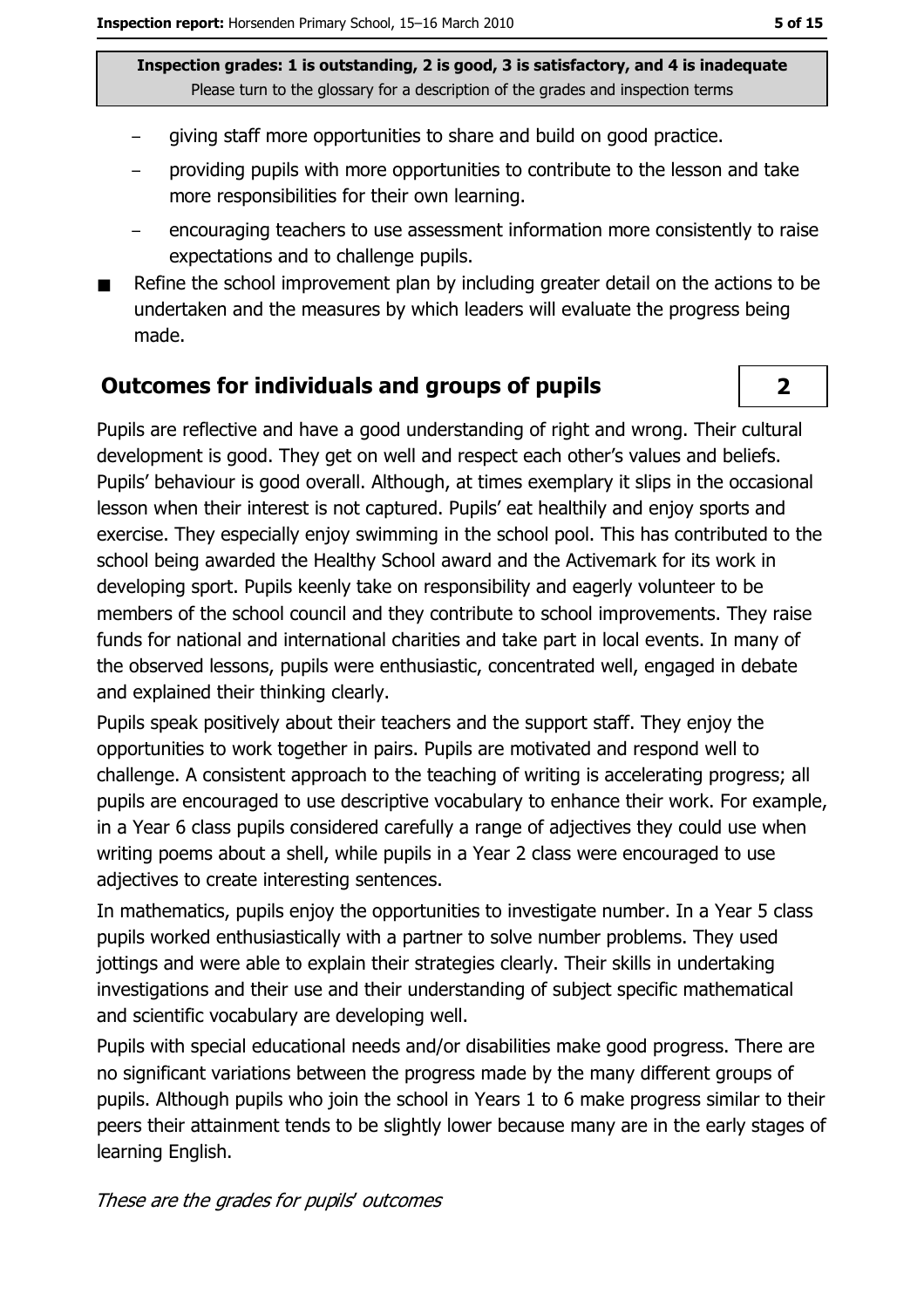- giving staff more opportunities to share and build on good practice.
- providing pupils with more opportunities to contribute to the lesson and take more responsibilities for their own learning.
- encouraging teachers to use assessment information more consistently to raise expectations and to challenge pupils.

- Refine the school improvement plan by including greater detail on the actions to be undertaken and the measures by which leaders will evaluate the progress being made.

## Outcomes for individuals and groups of pupils — 2

Pupils are reflective and have a good understanding of right and wrong. Their cultural development is good. They get on well and respect each other's values and beliefs. Pupils' behaviour is good overall. Although, at times exemplary it slips in the occasional lesson when their interest is not captured. Pupils' eat healthily and enjoy sports and exercise. They especially enjoy swimming in the school pool. This has contributed to the school being awarded the Healthy School award and the Activemark for its work in developing sport. Pupils keenly take on responsibility and eagerly volunteer to be members of the school council and they contribute to school improvements. They raise funds for national and international charities and take part in local events. In many of the observed lessons, pupils were enthusiastic, concentrated well, engaged in debate and explained their thinking clearly.

Pupils speak positively about their teachers and the support staff. They enjoy the opportunities to work together in pairs. Pupils are motivated and respond well to challenge. A consistent approach to the teaching of writing is accelerating progress; all pupils are encouraged to use descriptive vocabulary to enhance their work. For example, in a Year 6 class pupils considered carefully a range of adjectives they could use when writing poems about a shell, while pupils in a Year 2 class were encouraged to use adjectives to create interesting sentences.

In mathematics, pupils enjoy the opportunities to investigate number. In a Year 5 class pupils worked enthusiastically with a partner to solve number problems. They used jottings and were able to explain their strategies clearly. Their skills in undertaking investigations and their use and their understanding of subject specific mathematical and scientific vocabulary are developing well.

Pupils with special educational needs and/or disabilities make good progress. There are no significant variations between the progress made by the many different groups of pupils. Although pupils who join the school in Years 1 to 6 make progress similar to their peers their attainment tends to be slightly lower because many are in the early stages of learning English.

*These are the grades for pupils' outcomes*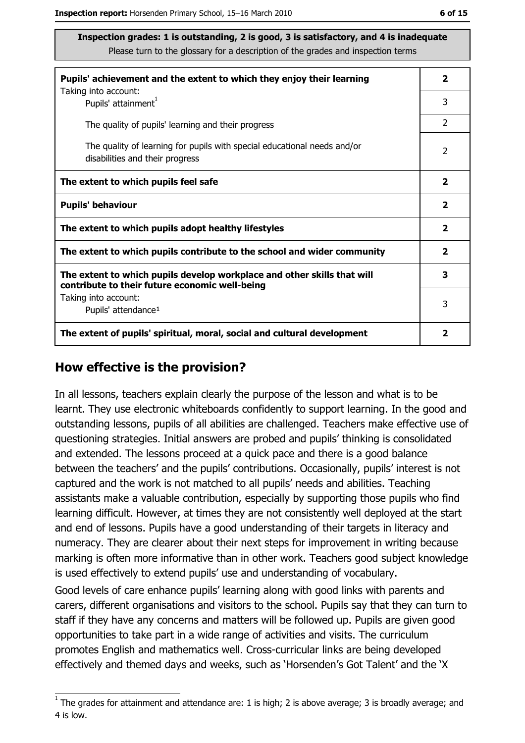**Inspection grades: 1 is outstanding, 2 is good, 3 is satisfactory, and 4 is inadequate**
Please turn to the glossary for a description of the grades and inspection terms

| | |
|---|---|
| **Pupils' achievement and the extent to which they enjoy their learning**<br>Taking into account: | **2** |
| Pupils' attainment[1] | 3 |
| The quality of pupils' learning and their progress | 2 |
| The quality of learning for pupils with special educational needs and/or disabilities and their progress | 2 |
| **The extent to which pupils feel safe** | **2** |
| **Pupils' behaviour** | **2** |
| **The extent to which pupils adopt healthy lifestyles** | **2** |
| **The extent to which pupils contribute to the school and wider community** | **2** |
| **The extent to which pupils develop workplace and other skills that will contribute to their future economic well-being** | **3** |
| Taking into account:<br>Pupils' attendance[1] | 3 |
| **The extent of pupils' spiritual, moral, social and cultural development** | **2** |

## How effective is the provision?

In all lessons, teachers explain clearly the purpose of the lesson and what is to be learnt. They use electronic whiteboards confidently to support learning. In the good and outstanding lessons, pupils of all abilities are challenged. Teachers make effective use of questioning strategies. Initial answers are probed and pupils' thinking is consolidated and extended. The lessons proceed at a quick pace and there is a good balance between the teachers' and the pupils' contributions. Occasionally, pupils' interest is not captured and the work is not matched to all pupils' needs and abilities. Teaching assistants make a valuable contribution, especially by supporting those pupils who find learning difficult. However, at times they are not consistently well deployed at the start and end of lessons. Pupils have a good understanding of their targets in literacy and numeracy. They are clearer about their next steps for improvement in writing because marking is often more informative than in other work. Teachers good subject knowledge is used effectively to extend pupils' use and understanding of vocabulary.

Good levels of care enhance pupils' learning along with good links with parents and carers, different organisations and visitors to the school. Pupils say that they can turn to staff if they have any concerns and matters will be followed up. Pupils are given good opportunities to take part in a wide range of activities and visits. The curriculum promotes English and mathematics well. Cross-curricular links are being developed effectively and themed days and weeks, such as 'Horsenden's Got Talent' and the 'X

[1] The grades for attainment and attendance are: 1 is high; 2 is above average; 3 is broadly average; and 4 is low.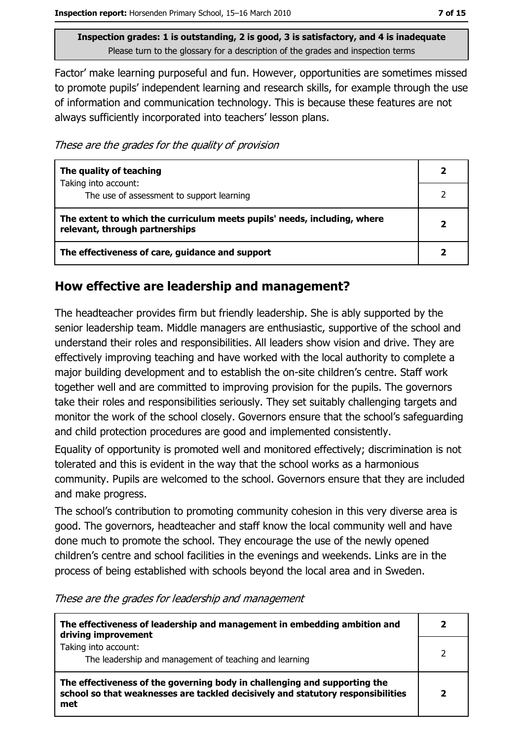**Inspection grades: 1 is outstanding, 2 is good, 3 is satisfactory, and 4 is inadequate**
Please turn to the glossary for a description of the grades and inspection terms

Factor' make learning purposeful and fun. However, opportunities are sometimes missed to promote pupils' independent learning and research skills, for example through the use of information and communication technology. This is because these features are not always sufficiently incorporated into teachers' lesson plans.

*These are the grades for the quality of provision*

| | |
|---|---|
| **The quality of teaching** | **2** |
| Taking into account: The use of assessment to support learning | 2 |
| **The extent to which the curriculum meets pupils' needs, including, where relevant, through partnerships** | **2** |
| **The effectiveness of care, guidance and support** | **2** |

## How effective are leadership and management?

The headteacher provides firm but friendly leadership. She is ably supported by the senior leadership team. Middle managers are enthusiastic, supportive of the school and understand their roles and responsibilities. All leaders show vision and drive. They are effectively improving teaching and have worked with the local authority to complete a major building development and to establish the on-site children's centre. Staff work together well and are committed to improving provision for the pupils. The governors take their roles and responsibilities seriously. They set suitably challenging targets and monitor the work of the school closely. Governors ensure that the school's safeguarding and child protection procedures are good and implemented consistently.

Equality of opportunity is promoted well and monitored effectively; discrimination is not tolerated and this is evident in the way that the school works as a harmonious community. Pupils are welcomed to the school. Governors ensure that they are included and make progress.

The school's contribution to promoting community cohesion in this very diverse area is good. The governors, headteacher and staff know the local community well and have done much to promote the school. They encourage the use of the newly opened children's centre and school facilities in the evenings and weekends. Links are in the process of being established with schools beyond the local area and in Sweden.

*These are the grades for leadership and management*

| | |
|---|---|
| **The effectiveness of leadership and management in embedding ambition and driving improvement** | **2** |
| Taking into account: The leadership and management of teaching and learning | 2 |
| **The effectiveness of the governing body in challenging and supporting the school so that weaknesses are tackled decisively and statutory responsibilities met** | **2** |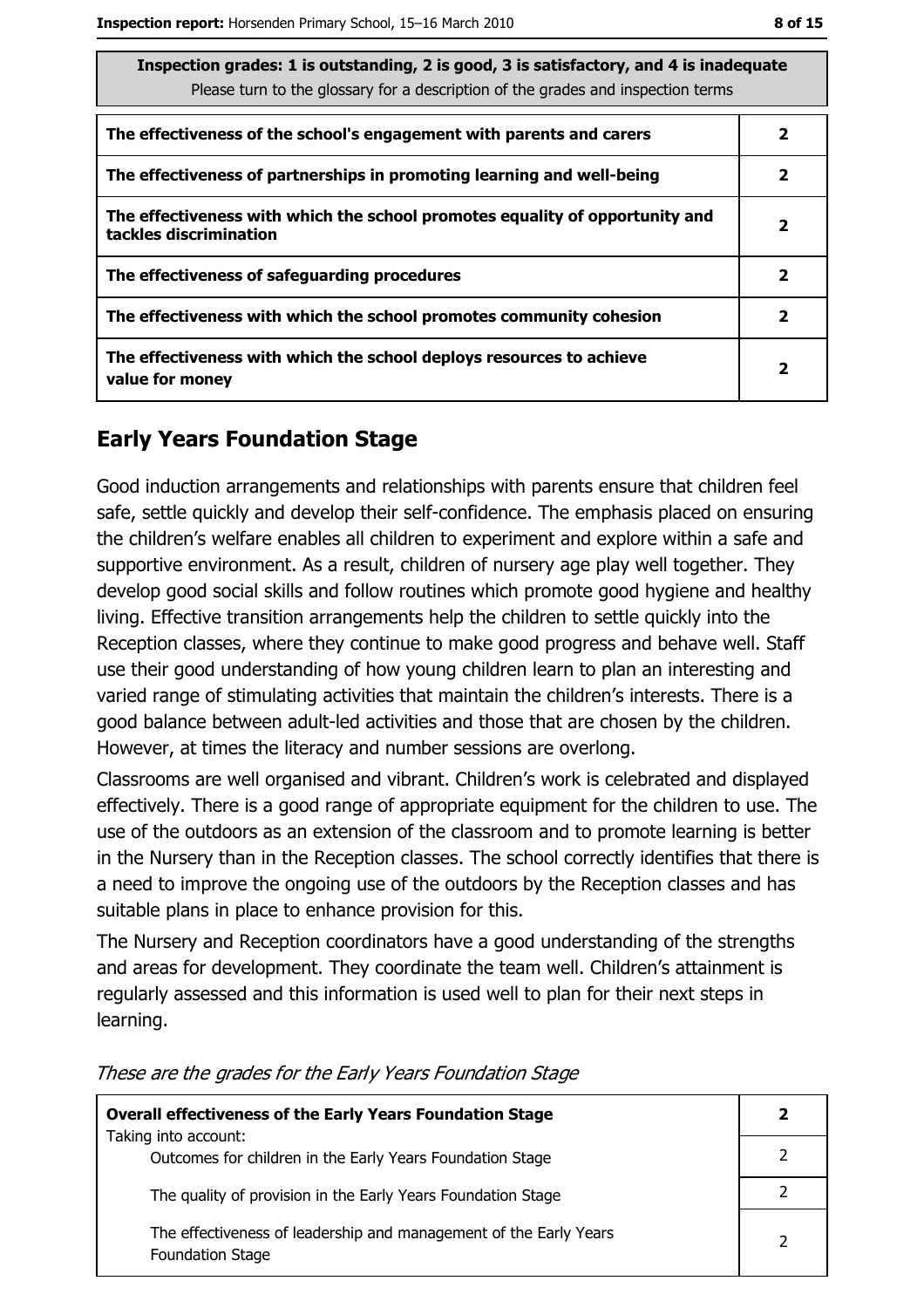| Inspection grades: 1 is outstanding, 2 is good, 3 is satisfactory, and 4 is inadequate<br>Please turn to the glossary for a description of the grades and inspection terms | |
|---|---|
| **The effectiveness of the school's engagement with parents and carers** | **2** |
| **The effectiveness of partnerships in promoting learning and well-being** | **2** |
| **The effectiveness with which the school promotes equality of opportunity and tackles discrimination** | **2** |
| **The effectiveness of safeguarding procedures** | **2** |
| **The effectiveness with which the school promotes community cohesion** | **2** |
| **The effectiveness with which the school deploys resources to achieve value for money** | **2** |

## Early Years Foundation Stage

Good induction arrangements and relationships with parents ensure that children feel safe, settle quickly and develop their self-confidence. The emphasis placed on ensuring the children's welfare enables all children to experiment and explore within a safe and supportive environment. As a result, children of nursery age play well together. They develop good social skills and follow routines which promote good hygiene and healthy living. Effective transition arrangements help the children to settle quickly into the Reception classes, where they continue to make good progress and behave well. Staff use their good understanding of how young children learn to plan an interesting and varied range of stimulating activities that maintain the children's interests. There is a good balance between adult-led activities and those that are chosen by the children. However, at times the literacy and number sessions are overlong.

Classrooms are well organised and vibrant. Children's work is celebrated and displayed effectively. There is a good range of appropriate equipment for the children to use. The use of the outdoors as an extension of the classroom and to promote learning is better in the Nursery than in the Reception classes. The school correctly identifies that there is a need to improve the ongoing use of the outdoors by the Reception classes and has suitable plans in place to enhance provision for this.

The Nursery and Reception coordinators have a good understanding of the strengths and areas for development. They coordinate the team well. Children's attainment is regularly assessed and this information is used well to plan for their next steps in learning.

*These are the grades for the Early Years Foundation Stage*

| **Overall effectiveness of the Early Years Foundation Stage**<br>Taking into account: | **2** |
|---|---|
| Outcomes for children in the Early Years Foundation Stage | 2 |
| The quality of provision in the Early Years Foundation Stage | 2 |
| The effectiveness of leadership and management of the Early Years Foundation Stage | 2 |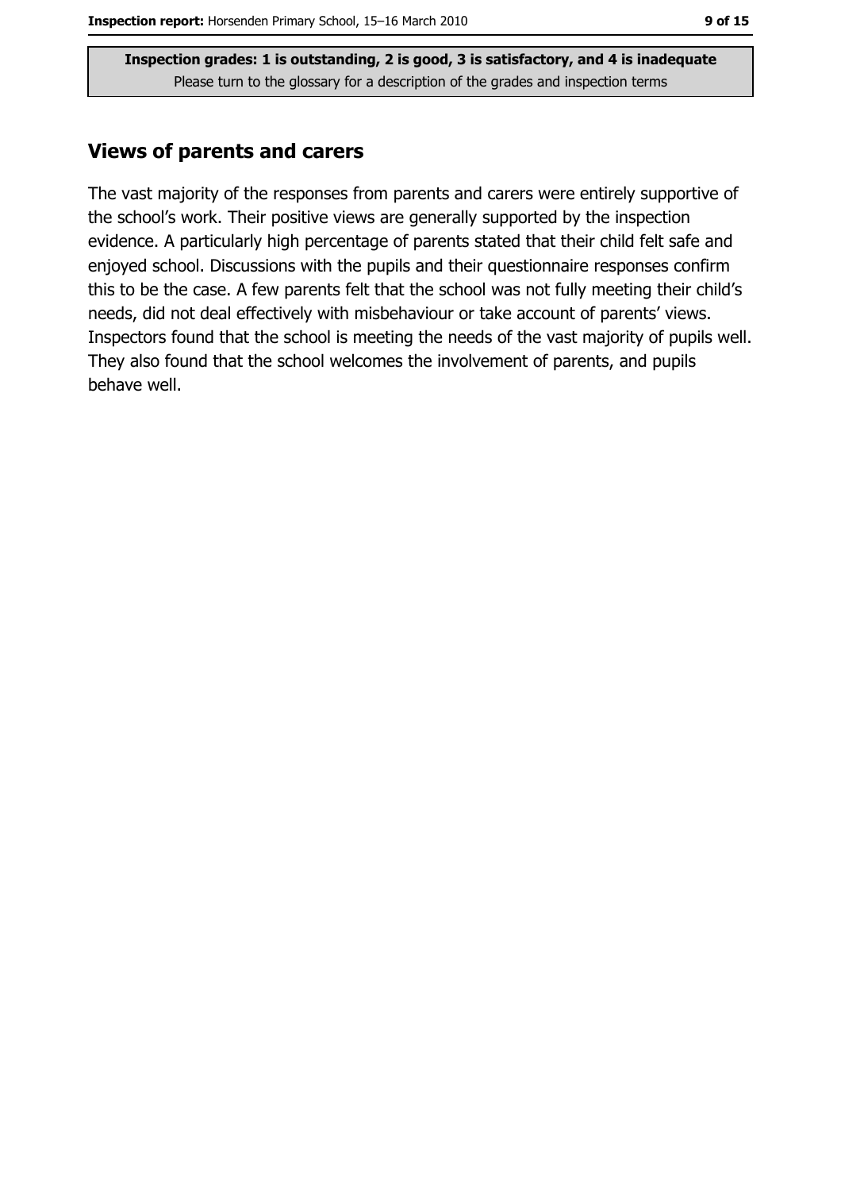**Inspection grades: 1 is outstanding, 2 is good, 3 is satisfactory, and 4 is inadequate**
Please turn to the glossary for a description of the grades and inspection terms

## Views of parents and carers

The vast majority of the responses from parents and carers were entirely supportive of the school's work. Their positive views are generally supported by the inspection evidence. A particularly high percentage of parents stated that their child felt safe and enjoyed school. Discussions with the pupils and their questionnaire responses confirm this to be the case. A few parents felt that the school was not fully meeting their child's needs, did not deal effectively with misbehaviour or take account of parents' views. Inspectors found that the school is meeting the needs of the vast majority of pupils well. They also found that the school welcomes the involvement of parents, and pupils behave well.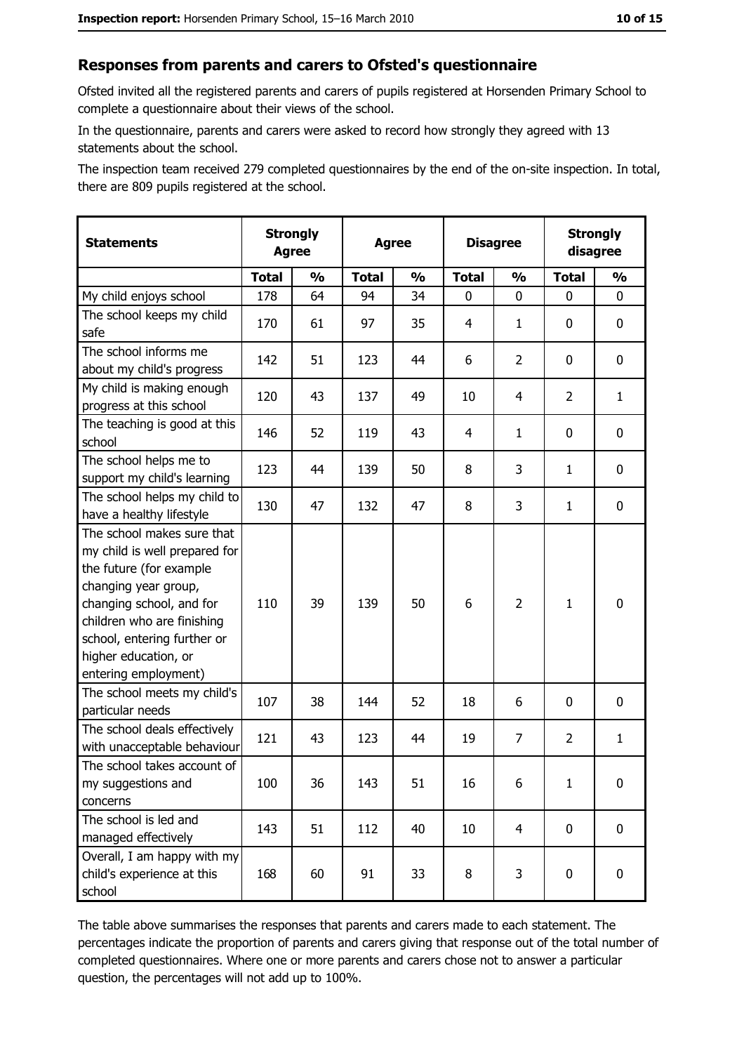## Responses from parents and carers to Ofsted's questionnaire

Ofsted invited all the registered parents and carers of pupils registered at Horsenden Primary School to complete a questionnaire about their views of the school.

In the questionnaire, parents and carers were asked to record how strongly they agreed with 13 statements about the school.

The inspection team received 279 completed questionnaires by the end of the on-site inspection. In total, there are 809 pupils registered at the school.

| Statements | Strongly Agree | | Agree | | Disagree | | Strongly disagree | |
|---|---|---|---|---|---|---|---|---|
| | Total | % | Total | % | Total | % | Total | % |
| My child enjoys school | 178 | 64 | 94 | 34 | 0 | 0 | 0 | 0 |
| The school keeps my child safe | 170 | 61 | 97 | 35 | 4 | 1 | 0 | 0 |
| The school informs me about my child's progress | 142 | 51 | 123 | 44 | 6 | 2 | 0 | 0 |
| My child is making enough progress at this school | 120 | 43 | 137 | 49 | 10 | 4 | 2 | 1 |
| The teaching is good at this school | 146 | 52 | 119 | 43 | 4 | 1 | 0 | 0 |
| The school helps me to support my child's learning | 123 | 44 | 139 | 50 | 8 | 3 | 1 | 0 |
| The school helps my child to have a healthy lifestyle | 130 | 47 | 132 | 47 | 8 | 3 | 1 | 0 |
| The school makes sure that my child is well prepared for the future (for example changing year group, changing school, and for children who are finishing school, entering further or higher education, or entering employment) | 110 | 39 | 139 | 50 | 6 | 2 | 1 | 0 |
| The school meets my child's particular needs | 107 | 38 | 144 | 52 | 18 | 6 | 0 | 0 |
| The school deals effectively with unacceptable behaviour | 121 | 43 | 123 | 44 | 19 | 7 | 2 | 1 |
| The school takes account of my suggestions and concerns | 100 | 36 | 143 | 51 | 16 | 6 | 1 | 0 |
| The school is led and managed effectively | 143 | 51 | 112 | 40 | 10 | 4 | 0 | 0 |
| Overall, I am happy with my child's experience at this school | 168 | 60 | 91 | 33 | 8 | 3 | 0 | 0 |

The table above summarises the responses that parents and carers made to each statement. The percentages indicate the proportion of parents and carers giving that response out of the total number of completed questionnaires. Where one or more parents and carers chose not to answer a particular question, the percentages will not add up to 100%.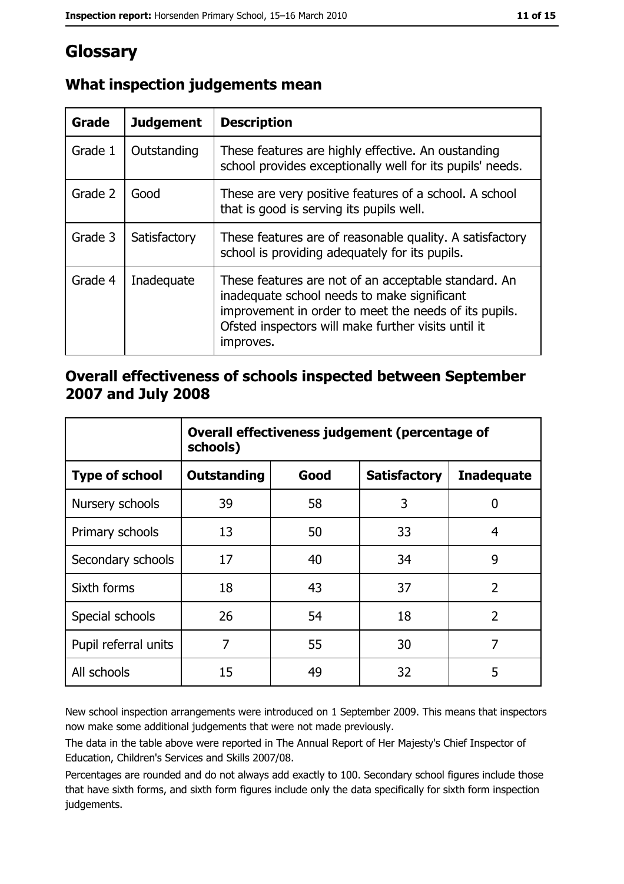# Glossary

## What inspection judgements mean

| Grade | Judgement | Description |
|---|---|---|
| Grade 1 | Outstanding | These features are highly effective. An oustanding school provides exceptionally well for its pupils' needs. |
| Grade 2 | Good | These are very positive features of a school. A school that is good is serving its pupils well. |
| Grade 3 | Satisfactory | These features are of reasonable quality. A satisfactory school is providing adequately for its pupils. |
| Grade 4 | Inadequate | These features are not of an acceptable standard. An inadequate school needs to make significant improvement in order to meet the needs of its pupils. Ofsted inspectors will make further visits until it improves. |

## Overall effectiveness of schools inspected between September 2007 and July 2008

| | Overall effectiveness judgement (percentage of schools) | | | |
|---|---|---|---|---|
| **Type of school** | **Outstanding** | **Good** | **Satisfactory** | **Inadequate** |
| Nursery schools | 39 | 58 | 3 | 0 |
| Primary schools | 13 | 50 | 33 | 4 |
| Secondary schools | 17 | 40 | 34 | 9 |
| Sixth forms | 18 | 43 | 37 | 2 |
| Special schools | 26 | 54 | 18 | 2 |
| Pupil referral units | 7 | 55 | 30 | 7 |
| All schools | 15 | 49 | 32 | 5 |

New school inspection arrangements were introduced on 1 September 2009. This means that inspectors now make some additional judgements that were not made previously.

The data in the table above were reported in The Annual Report of Her Majesty's Chief Inspector of Education, Children's Services and Skills 2007/08.

Percentages are rounded and do not always add exactly to 100. Secondary school figures include those that have sixth forms, and sixth form figures include only the data specifically for sixth form inspection judgements.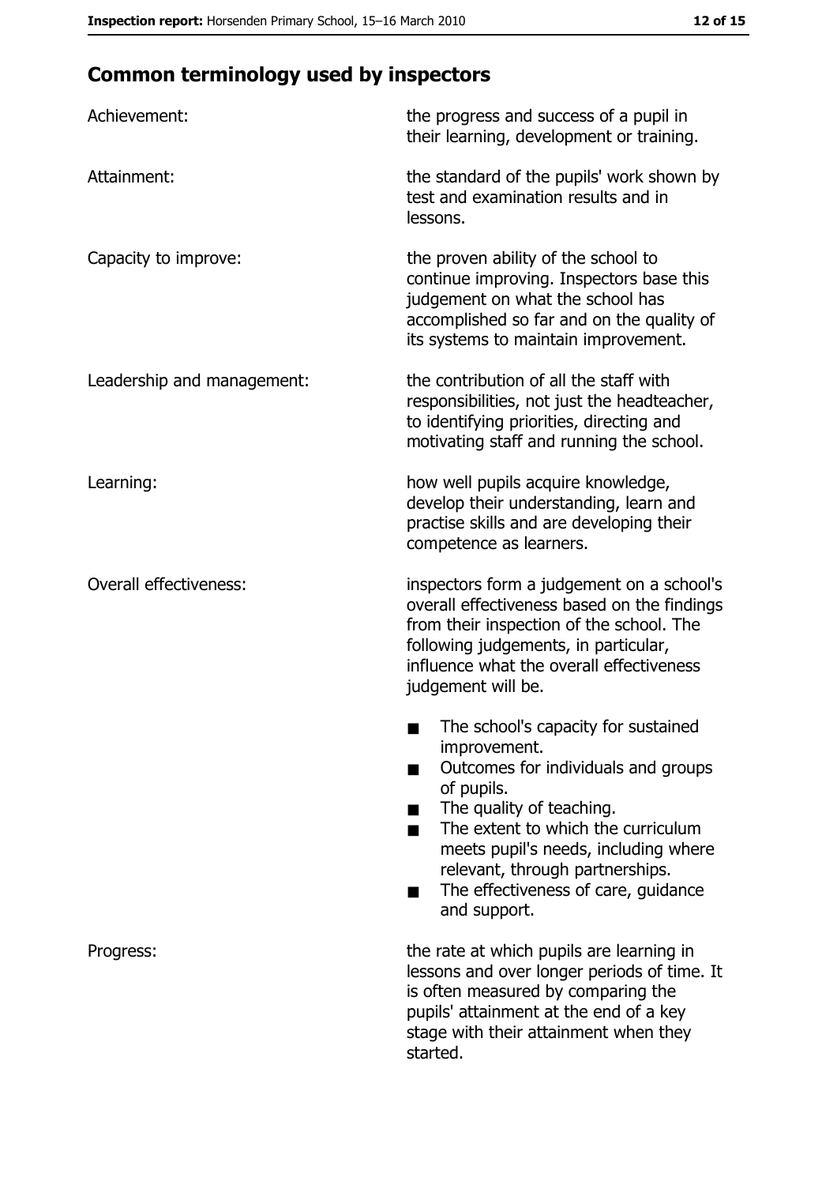## Common terminology used by inspectors

| | |
|---|---|
| Achievement: | the progress and success of a pupil in their learning, development or training. |
| Attainment: | the standard of the pupils' work shown by test and examination results and in lessons. |
| Capacity to improve: | the proven ability of the school to continue improving. Inspectors base this judgement on what the school has accomplished so far and on the quality of its systems to maintain improvement. |
| Leadership and management: | the contribution of all the staff with responsibilities, not just the headteacher, to identifying priorities, directing and motivating staff and running the school. |
| Learning: | how well pupils acquire knowledge, develop their understanding, learn and practise skills and are developing their competence as learners. |
| Overall effectiveness: | inspectors form a judgement on a school's overall effectiveness based on the findings from their inspection of the school. The following judgements, in particular, influence what the overall effectiveness judgement will be.<br>■ The school's capacity for sustained improvement.<br>■ Outcomes for individuals and groups of pupils.<br>■ The quality of teaching.<br>■ The extent to which the curriculum meets pupil's needs, including where relevant, through partnerships.<br>■ The effectiveness of care, guidance and support. |
| Progress: | the rate at which pupils are learning in lessons and over longer periods of time. It is often measured by comparing the pupils' attainment at the end of a key stage with their attainment when they started. |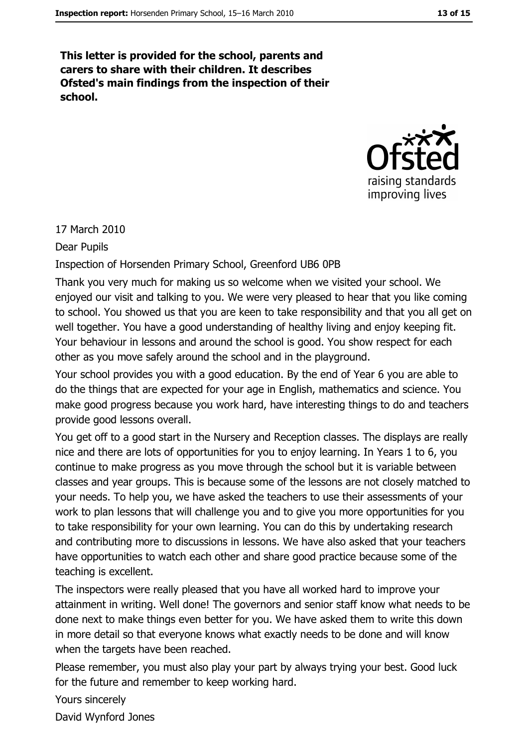**This letter is provided for the school, parents and carers to share with their children. It describes Ofsted's main findings from the inspection of their school.**

17 March 2010

Dear Pupils

Inspection of Horsenden Primary School, Greenford UB6 0PB

Thank you very much for making us so welcome when we visited your school. We enjoyed our visit and talking to you. We were very pleased to hear that you like coming to school. You showed us that you are keen to take responsibility and that you all get on well together. You have a good understanding of healthy living and enjoy keeping fit. Your behaviour in lessons and around the school is good. You show respect for each other as you move safely around the school and in the playground.

Your school provides you with a good education. By the end of Year 6 you are able to do the things that are expected for your age in English, mathematics and science. You make good progress because you work hard, have interesting things to do and teachers provide good lessons overall.

You get off to a good start in the Nursery and Reception classes. The displays are really nice and there are lots of opportunities for you to enjoy learning. In Years 1 to 6, you continue to make progress as you move through the school but it is variable between classes and year groups. This is because some of the lessons are not closely matched to your needs. To help you, we have asked the teachers to use their assessments of your work to plan lessons that will challenge you and to give you more opportunities for you to take responsibility for your own learning. You can do this by undertaking research and contributing more to discussions in lessons. We have also asked that your teachers have opportunities to watch each other and share good practice because some of the teaching is excellent.

The inspectors were really pleased that you have all worked hard to improve your attainment in writing. Well done! The governors and senior staff know what needs to be done next to make things even better for you. We have asked them to write this down in more detail so that everyone knows what exactly needs to be done and will know when the targets have been reached.

Please remember, you must also play your part by always trying your best. Good luck for the future and remember to keep working hard.

Yours sincerely

David Wynford Jones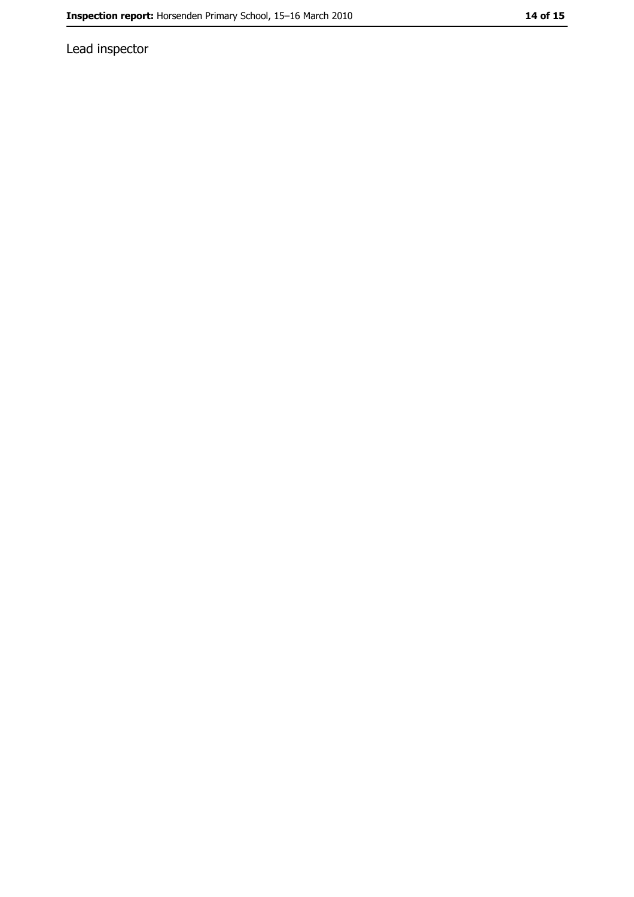Lead inspector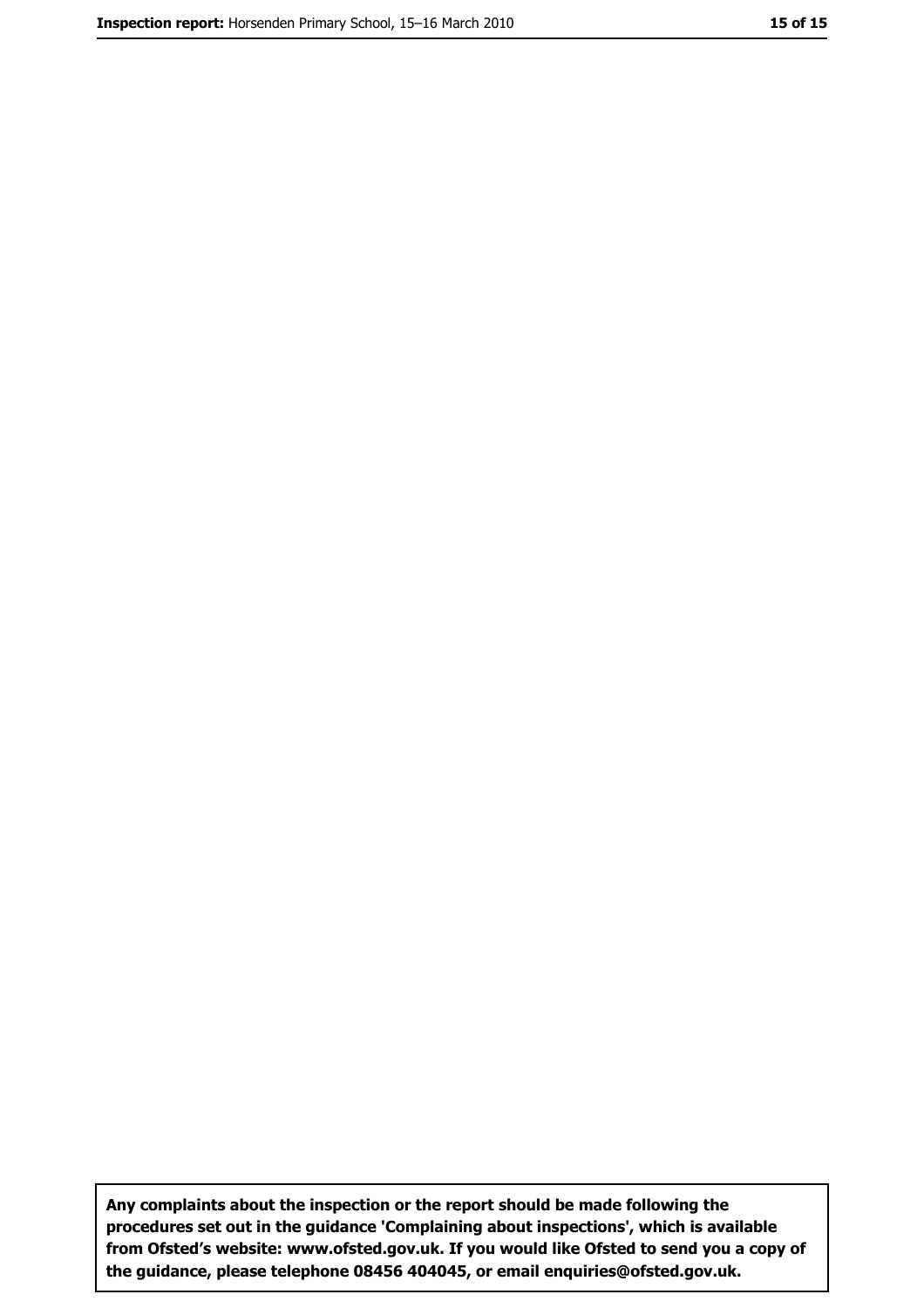**Any complaints about the inspection or the report should be made following the procedures set out in the guidance 'Complaining about inspections', which is available from Ofsted's website: www.ofsted.gov.uk. If you would like Ofsted to send you a copy of the guidance, please telephone 08456 404045, or email enquiries@ofsted.gov.uk.**